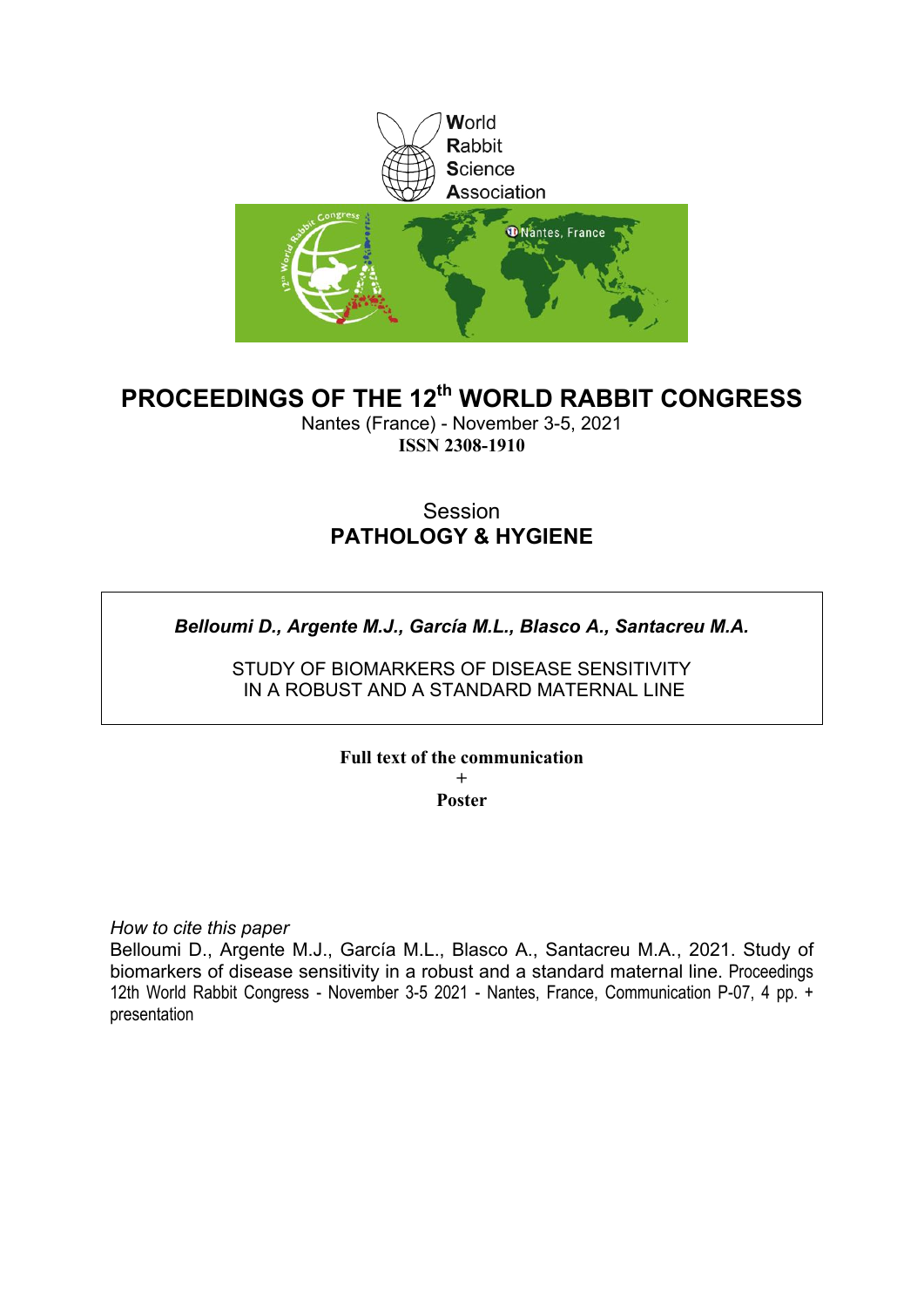World
Rabbit
Science
Association

# PROCEEDINGS OF THE 12th WORLD RABBIT CONGRESS

Nantes (France) - November 3-5, 2021

**ISSN 2308-1910**

Session

**PATHOLOGY & HYGIENE**

***Belloumi D., Argente M.J., García M.L., Blasco A., Santacreu M.A.***

STUDY OF BIOMARKERS OF DISEASE SENSITIVITY IN A ROBUST AND A STANDARD MATERNAL LINE

**Full text of the communication**

**+**

**Poster**

*How to cite this paper*

Belloumi D., Argente M.J., García M.L., Blasco A., Santacreu M.A., 2021. Study of biomarkers of disease sensitivity in a robust and a standard maternal line. Proceedings 12th World Rabbit Congress - November 3-5 2021 - Nantes, France, Communication P-07, 4 pp. + presentation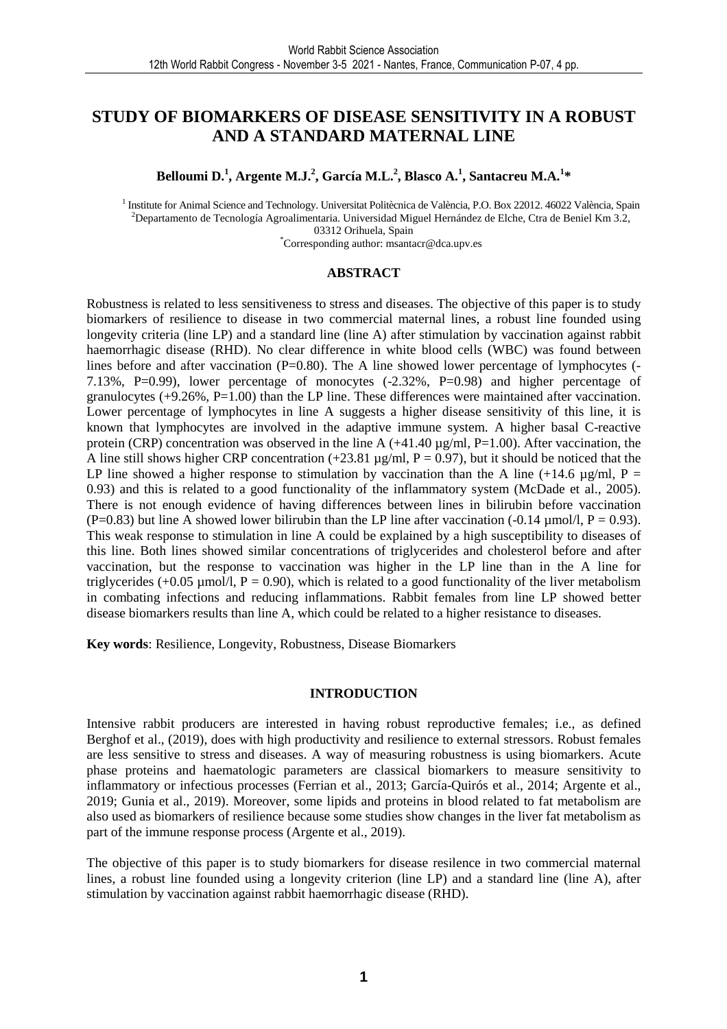# STUDY OF BIOMARKERS OF DISEASE SENSITIVITY IN A ROBUST AND A STANDARD MATERNAL LINE

**Belloumi D.[1], Argente M.J.[2], García M.L.[2], Blasco A.[1], Santacreu M.A.[1]***

[1] Institute for Animal Science and Technology. Universitat Politècnica de València, P.O. Box 22012. 46022 València, Spain
[2]Departamento de Tecnología Agroalimentaria. Universidad Miguel Hernández de Elche, Ctra de Beniel Km 3.2, 03312 Orihuela, Spain
*Corresponding author: msantacr@dca.upv.es

## ABSTRACT

Robustness is related to less sensitiveness to stress and diseases. The objective of this paper is to study biomarkers of resilience to disease in two commercial maternal lines, a robust line founded using longevity criteria (line LP) and a standard line (line A) after stimulation by vaccination against rabbit haemorrhagic disease (RHD). No clear difference in white blood cells (WBC) was found between lines before and after vaccination (P=0.80). The A line showed lower percentage of lymphocytes (-7.13%, P=0.99), lower percentage of monocytes (-2.32%, P=0.98) and higher percentage of granulocytes (+9.26%, P=1.00) than the LP line. These differences were maintained after vaccination. Lower percentage of lymphocytes in line A suggests a higher disease sensitivity of this line, it is known that lymphocytes are involved in the adaptive immune system. A higher basal C-reactive protein (CRP) concentration was observed in the line A (+41.40 µg/ml, P=1.00). After vaccination, the A line still shows higher CRP concentration (+23.81 µg/ml, P = 0.97), but it should be noticed that the LP line showed a higher response to stimulation by vaccination than the A line (+14.6 µg/ml, P = 0.93) and this is related to a good functionality of the inflammatory system (McDade et al., 2005). There is not enough evidence of having differences between lines in bilirubin before vaccination (P=0.83) but line A showed lower bilirubin than the LP line after vaccination (-0.14 µmol/l, P = 0.93). This weak response to stimulation in line A could be explained by a high susceptibility to diseases of this line. Both lines showed similar concentrations of triglycerides and cholesterol before and after vaccination, but the response to vaccination was higher in the LP line than in the A line for triglycerides (+0.05 µmol/l, P = 0.90), which is related to a good functionality of the liver metabolism in combating infections and reducing inflammations. Rabbit females from line LP showed better disease biomarkers results than line A, which could be related to a higher resistance to diseases.

**Key words**: Resilience, Longevity, Robustness, Disease Biomarkers

## INTRODUCTION

Intensive rabbit producers are interested in having robust reproductive females; i.e., as defined Berghof et al., (2019), does with high productivity and resilience to external stressors. Robust females are less sensitive to stress and diseases. A way of measuring robustness is using biomarkers. Acute phase proteins and haematologic parameters are classical biomarkers to measure sensitivity to inflammatory or infectious processes (Ferrian et al., 2013; García-Quirós et al., 2014; Argente et al., 2019; Gunia et al., 2019). Moreover, some lipids and proteins in blood related to fat metabolism are also used as biomarkers of resilience because some studies show changes in the liver fat metabolism as part of the immune response process (Argente et al., 2019).

The objective of this paper is to study biomarkers for disease resilence in two commercial maternal lines, a robust line founded using a longevity criterion (line LP) and a standard line (line A), after stimulation by vaccination against rabbit haemorrhagic disease (RHD).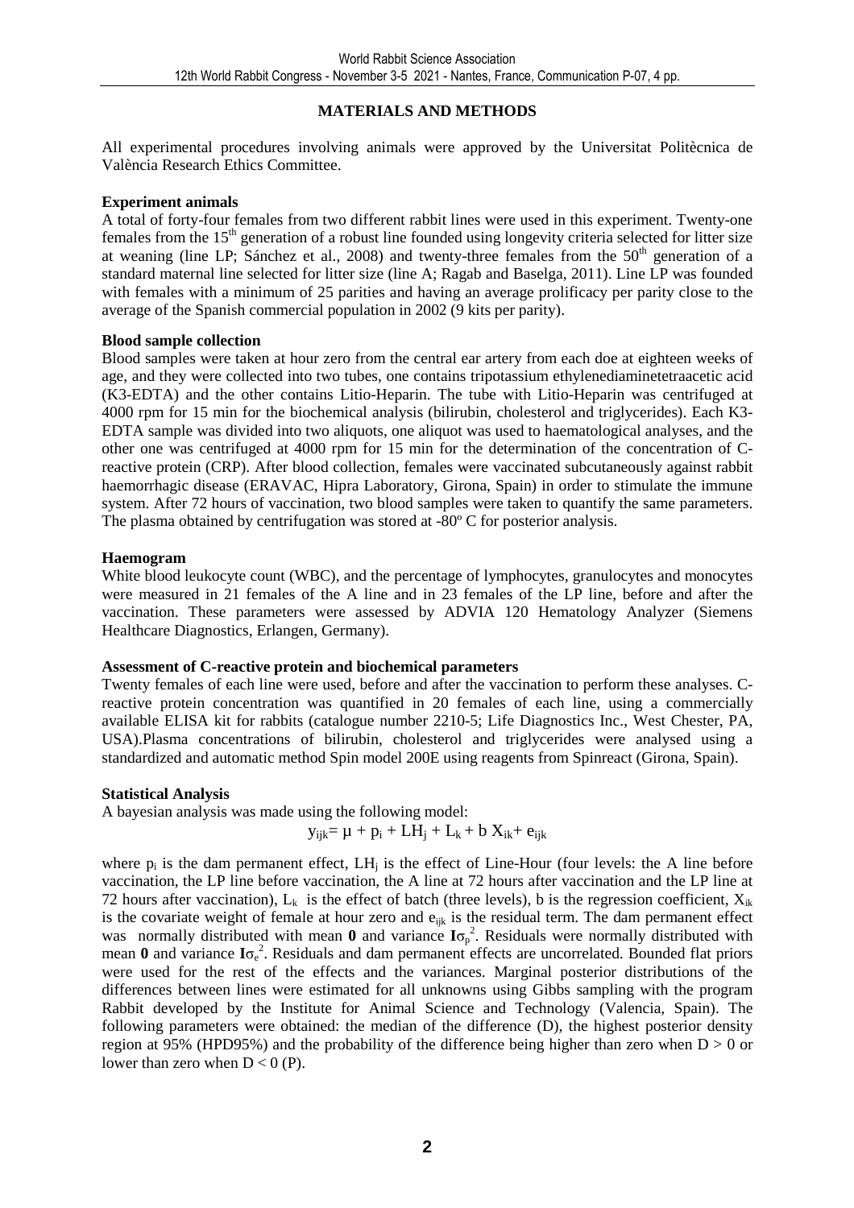## MATERIALS AND METHODS

All experimental procedures involving animals were approved by the Universitat Politècnica de València Research Ethics Committee.

### Experiment animals

A total of forty-four females from two different rabbit lines were used in this experiment. Twenty-one females from the 15th generation of a robust line founded using longevity criteria selected for litter size at weaning (line LP; Sánchez et al., 2008) and twenty-three females from the 50th generation of a standard maternal line selected for litter size (line A; Ragab and Baselga, 2011). Line LP was founded with females with a minimum of 25 parities and having an average prolificacy per parity close to the average of the Spanish commercial population in 2002 (9 kits per parity).

### Blood sample collection

Blood samples were taken at hour zero from the central ear artery from each doe at eighteen weeks of age, and they were collected into two tubes, one contains tripotassium ethylenediaminetetraacetic acid (K3-EDTA) and the other contains Litio-Heparin. The tube with Litio-Heparin was centrifuged at 4000 rpm for 15 min for the biochemical analysis (bilirubin, cholesterol and triglycerides). Each K3-EDTA sample was divided into two aliquots, one aliquot was used to haematological analyses, and the other one was centrifuged at 4000 rpm for 15 min for the determination of the concentration of C-reactive protein (CRP). After blood collection, females were vaccinated subcutaneously against rabbit haemorrhagic disease (ERAVAC, Hipra Laboratory, Girona, Spain) in order to stimulate the immune system. After 72 hours of vaccination, two blood samples were taken to quantify the same parameters. The plasma obtained by centrifugation was stored at -80º C for posterior analysis.

### Haemogram

White blood leukocyte count (WBC), and the percentage of lymphocytes, granulocytes and monocytes were measured in 21 females of the A line and in 23 females of the LP line, before and after the vaccination. These parameters were assessed by ADVIA 120 Hematology Analyzer (Siemens Healthcare Diagnostics, Erlangen, Germany).

### Assessment of C-reactive protein and biochemical parameters

Twenty females of each line were used, before and after the vaccination to perform these analyses. C-reactive protein concentration was quantified in 20 females of each line, using a commercially available ELISA kit for rabbits (catalogue number 2210-5; Life Diagnostics Inc., West Chester, PA, USA).Plasma concentrations of bilirubin, cholesterol and triglycerides were analysed using a standardized and automatic method Spin model 200E using reagents from Spinreact (Girona, Spain).

### Statistical Analysis

A bayesian analysis was made using the following model:

$$y_{ijk} = \mu + p_i + LH_j + L_k + b\,X_{ik} + e_{ijk}$$

where $p_i$ is the dam permanent effect, $LH_j$ is the effect of Line-Hour (four levels: the A line before vaccination, the LP line before vaccination, the A line at 72 hours after vaccination and the LP line at 72 hours after vaccination), $L_k$ is the effect of batch (three levels), b is the regression coefficient, $X_{ik}$ is the covariate weight of female at hour zero and $e_{ijk}$ is the residual term. The dam permanent effect was normally distributed with mean $\mathbf{0}$ and variance $\mathbf{I}\sigma_p^2$. Residuals were normally distributed with mean $\mathbf{0}$ and variance $\mathbf{I}\sigma_e^2$. Residuals and dam permanent effects are uncorrelated. Bounded flat priors were used for the rest of the effects and the variances. Marginal posterior distributions of the differences between lines were estimated for all unknowns using Gibbs sampling with the program Rabbit developed by the Institute for Animal Science and Technology (Valencia, Spain). The following parameters were obtained: the median of the difference (D), the highest posterior density region at 95% (HPD95%) and the probability of the difference being higher than zero when $D > 0$ or lower than zero when $D < 0$ (P).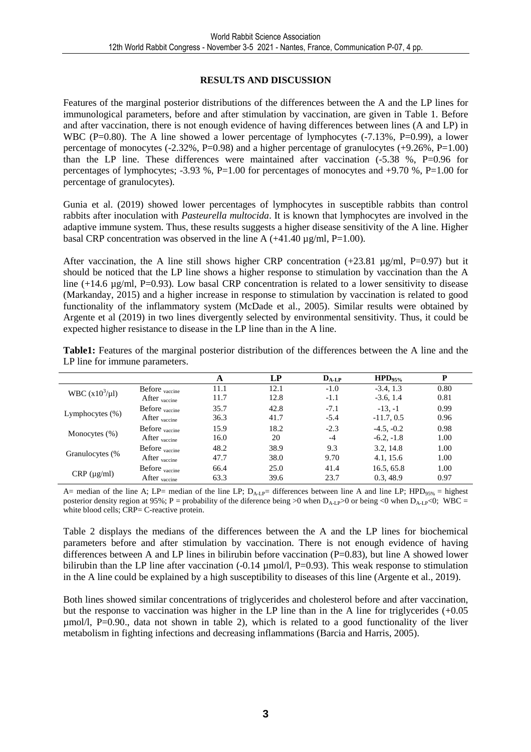## RESULTS AND DISCUSSION

Features of the marginal posterior distributions of the differences between the A and the LP lines for immunological parameters, before and after stimulation by vaccination, are given in Table 1. Before and after vaccination, there is not enough evidence of having differences between lines (A and LP) in WBC (P=0.80). The A line showed a lower percentage of lymphocytes (-7.13%, P=0.99), a lower percentage of monocytes (-2.32%, P=0.98) and a higher percentage of granulocytes (+9.26%, P=1.00) than the LP line. These differences were maintained after vaccination (-5.38 %, P=0.96 for percentages of lymphocytes; -3.93 %, P=1.00 for percentages of monocytes and +9.70 %, P=1.00 for percentage of granulocytes).

Gunia et al. (2019) showed lower percentages of lymphocytes in susceptible rabbits than control rabbits after inoculation with *Pasteurella multocida*. It is known that lymphocytes are involved in the adaptive immune system. Thus, these results suggests a higher disease sensitivity of the A line. Higher basal CRP concentration was observed in the line A (+41.40 µg/ml, P=1.00).

After vaccination, the A line still shows higher CRP concentration (+23.81 µg/ml, P=0.97) but it should be noticed that the LP line shows a higher response to stimulation by vaccination than the A line (+14.6 µg/ml, P=0.93). Low basal CRP concentration is related to a lower sensitivity to disease (Markanday, 2015) and a higher increase in response to stimulation by vaccination is related to good functionality of the inflammatory system (McDade et al., 2005). Similar results were obtained by Argente et al (2019) in two lines divergently selected by environmental sensitivity. Thus, it could be expected higher resistance to disease in the LP line than in the A line.

**Table1:** Features of the marginal posterior distribution of the differences between the A line and the LP line for immune parameters.

| | | A | LP | $D_{A\text{-}LP}$ | $HPD_{95\%}$ | P |
|---|---|---|---|---|---|---|
| WBC ($x10^3$/µl) | Before $_{vaccine}$ | 11.1 | 12.1 | -1.0 | -3.4, 1.3 | 0.80 |
| | After $_{vaccine}$ | 11.7 | 12.8 | -1.1 | -3.6, 1.4 | 0.81 |
| Lymphocytes (%) | Before $_{vaccine}$ | 35.7 | 42.8 | -7.1 | -13, -1 | 0.99 |
| | After $_{vaccine}$ | 36.3 | 41.7 | -5.4 | -11.7, 0.5 | 0.96 |
| Monocytes (%) | Before $_{vaccine}$ | 15.9 | 18.2 | -2.3 | -4.5, -0.2 | 0.98 |
| | After $_{vaccine}$ | 16.0 | 20 | -4 | -6.2, -1.8 | 1.00 |
| Granulocytes (% | Before $_{vaccine}$ | 48.2 | 38.9 | 9.3 | 3.2, 14.8 | 1.00 |
| | After $_{vaccine}$ | 47.7 | 38.0 | 9.70 | 4.1, 15.6 | 1.00 |
| CRP (µg/ml) | Before $_{vaccine}$ | 66.4 | 25.0 | 41.4 | 16.5, 65.8 | 1.00 |
| | After $_{vaccine}$ | 63.3 | 39.6 | 23.7 | 0.3, 48.9 | 0.97 |

A= median of the line A; LP= median of the line LP; $D_{A\text{-}LP}$= differences between line A and line LP; $HPD_{95\%}$ = highest posterior density region at 95%; P = probability of the diference being >0 when $D_{A\text{-}LP}$>0 or being <0 when $D_{A\text{-}LP}$<0; WBC = white blood cells; CRP= C-reactive protein.

Table 2 displays the medians of the differences between the A and the LP lines for biochemical parameters before and after stimulation by vaccination. There is not enough evidence of having differences between A and LP lines in bilirubin before vaccination (P=0.83), but line A showed lower bilirubin than the LP line after vaccination (-0.14 µmol/l, P=0.93). This weak response to stimulation in the A line could be explained by a high susceptibility to diseases of this line (Argente et al., 2019).

Both lines showed similar concentrations of triglycerides and cholesterol before and after vaccination, but the response to vaccination was higher in the LP line than in the A line for triglycerides (+0.05 µmol/l, P=0.90., data not shown in table 2), which is related to a good functionality of the liver metabolism in fighting infections and decreasing inflammations (Barcia and Harris, 2005).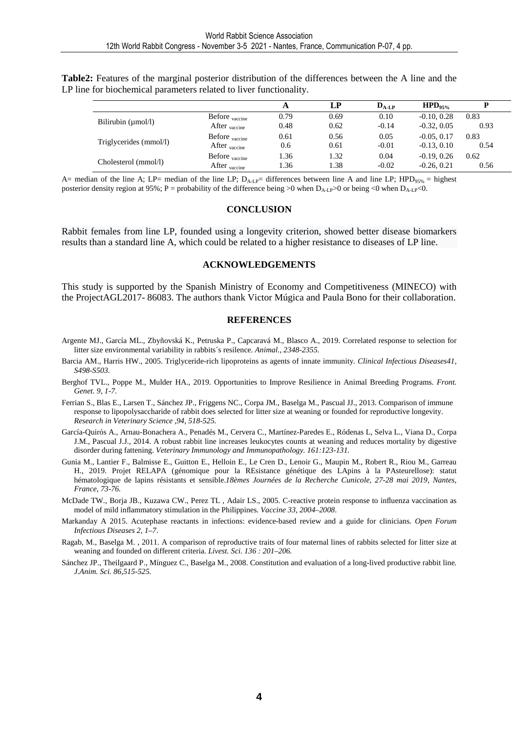**Table2:** Features of the marginal posterior distribution of the differences between the A line and the LP line for biochemical parameters related to liver functionality.

| | | A | LP | $D_{A-LP}$ | $HPD_{95\%}$ | P |
|---|---|---|---|---|---|---|
| Bilirubin (µmol/l) | Before $_{vaccine}$ | 0.79 | 0.69 | 0.10 | -0.10, 0.28 | 0.83 |
| | After $_{vaccine}$ | 0.48 | 0.62 | -0.14 | -0.32, 0.05 | 0.93 |
| Triglycerides (mmol/l) | Before $_{vaccine}$ | 0.61 | 0.56 | 0.05 | -0.05, 0.17 | 0.83 |
| | After $_{vaccine}$ | 0.6 | 0.61 | -0.01 | -0.13, 0.10 | 0.54 |
| Cholesterol (mmol/l) | Before $_{vaccine}$ | 1.36 | 1.32 | 0.04 | -0.19, 0.26 | 0.62 |
| | After $_{vaccine}$ | 1.36 | 1.38 | -0.02 | -0.26, 0.21 | 0.56 |

A= median of the line A; LP= median of the line LP; $D_{A-LP}$= differences between line A and line LP; $HPD_{95\%}$ = highest posterior density region at 95%; P = probability of the difference being >0 when $D_{A-LP}$>0 or being <0 when $D_{A-LP}$<0.

## CONCLUSION

Rabbit females from line LP, founded using a longevity criterion, showed better disease biomarkers results than a standard line A, which could be related to a higher resistance to diseases of LP line.

## ACKNOWLEDGEMENTS

This study is supported by the Spanish Ministry of Economy and Competitiveness (MINECO) with the ProjectAGL2017- 86083. The authors thank Victor Múgica and Paula Bono for their collaboration.

## REFERENCES

Argente MJ., García ML., Zbyňovská K., Petruska P., Capcaravá M., Blasco A., 2019. Correlated response to selection for litter size environmental variability in rabbits´s resilence. *Animal., 2348-2355.*

Barcia AM., Harris HW., 2005. Triglyceride-rich lipoproteins as agents of innate immunity. *Clinical Infectious Diseases41, S498-S503.*

Berghof TVL., Poppe M., Mulder HA., 2019. Opportunities to Improve Resilience in Animal Breeding Programs. *Front. Genet. 9, 1-7.*

Ferrian S., Blas E., Larsen T., Sánchez JP., Friggens NC., Corpa JM., Baselga M., Pascual JJ., 2013. Comparison of immune response to lipopolysaccharide of rabbit does selected for litter size at weaning or founded for reproductive longevity. *Research in Veterinary Science ,94, 518-525.*

García-Quirós A., Arnau-Bonachera A., Penadés M., Cervera C., Martínez-Paredes E., Ródenas L, Selva L., Viana D., Corpa J.M., Pascual J.J., 2014. A robust rabbit line increases leukocytes counts at weaning and reduces mortality by digestive disorder during fattening. *Veterinary Immunology and Immunopathology. 161:123-131.*

Gunia M., Lantier F., Balmisse E., Guitton E., Helloin E., Le Cren D., Lenoir G., Maupin M., Robert R., Riou M., Garreau H., 2019. Projet RELAPA (génomique pour la REsistance génétique des LApins à la PAsteurellose): statut hématologique de lapins résistants et sensible.*18èmes Journées de la Recherche Cunicole, 27-28 mai 2019, Nantes, France, 73-76.*

McDade TW., Borja JB., Kuzawa CW., Perez TL , Adair LS., 2005. C-reactive protein response to influenza vaccination as model of mild inflammatory stimulation in the Philippines. *Vaccine 33, 2004–2008*.

Markanday A 2015. Acutephase reactants in infections: evidence-based review and a guide for clinicians. *Open Forum Infectious Diseases 2, 1–7*.

Ragab, M., Baselga M. , 2011. A comparison of reproductive traits of four maternal lines of rabbits selected for litter size at weaning and founded on different criteria. *Livest. Sci. 136 : 201–206.*

Sánchez JP., Theilgaard P., Mínguez C., Baselga M., 2008. Constitution and evaluation of a long-lived productive rabbit line. *J.Anim. Sci. 86,515-525.*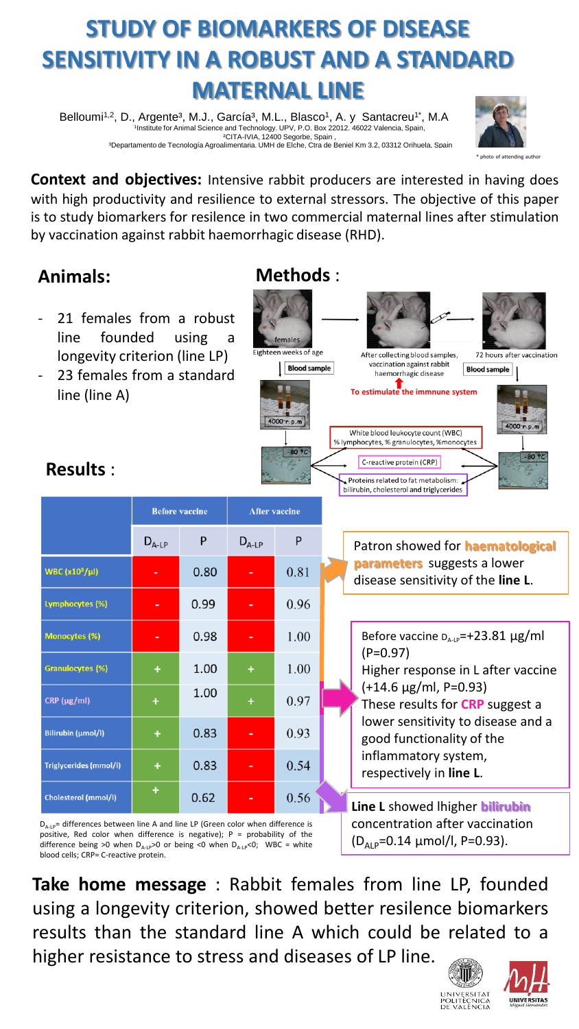# STUDY OF BIOMARKERS OF DISEASE SENSITIVITY IN A ROBUST AND A STANDARD MATERNAL LINE

Belloumi[1,2], D., Argente[3], M.J., García[3], M.L., Blasco[1], A. y Santacreu[1*], M.A

[1]Institute for Animal Science and Technology. UPV, P.O. Box 22012. 46022 Valencia, Spain,
[2]CITA-IVIA, 12400 Segorbe, Spain ,
[3]Departamento de Tecnología Agroalimentaria. UMH de Elche, Ctra de Beniel Km 3.2, 03312 Orihuela, Spain

* photo of attending author

**Context and objectives:** Intensive rabbit producers are interested in having does with high productivity and resilience to external stressors. The objective of this paper is to study biomarkers for resilence in two commercial maternal lines after stimulation by vaccination against rabbit haemorrhagic disease (RHD).

## Animals:

- 21 females from a robust line founded using a longevity criterion (line LP)
- 23 females from a standard line (line A)

## Methods :

females

Eighteen weeks of age

Blood sample

After collecting blood samples, vaccination against rabbit haemorrhagic disease

72 hours after vaccination

Blood sample

To estimulate the immnune system

4000 r.p.m

4000 r.p.m

-80 °C

-80 °C

White blood leukocyte count (WBC) % lymphocytes, % granulocytes, %monocytes

C-reactive protein (CRP)

Proteins related to fat metabolism: bilirubin, cholesterol and triglycerides

## Results :

| | Before vaccine | | After vaccine | |
|---|---|---|---|---|
| | $D_{A-LP}$ | P | $D_{A-LP}$ | P |
| WBC ($x10^3$/µl) | - | 0.80 | - | 0.81 |
| Lymphocytes (%) | - | 0.99 | - | 0.96 |
| Monocytes (%) | - | 0.98 | - | 1.00 |
| Granulocytes (%) | + | 1.00 | + | 1.00 |
| CRP (µg/ml) | + | 1.00 | + | 0.97 |
| Bilirubin (µmol/l) | + | 0.83 | - | 0.93 |
| Triglycerides (mmol/l) | + | 0.83 | - | 0.54 |
| Cholesterol (mmol/l) | + | 0.62 | - | 0.56 |

$D_{A-LP}$= differences between line A and line LP (Green color when difference is positive, Red color when difference is negative); P = probability of the difference being >0 when $D_{A-LP}$>0 or being <0 when $D_{A-LP}$<0; WBC = white blood cells; CRP= C-reactive protein.

Patron showed for **haematological parameters** suggests a lower disease sensitivity of the **line L**.

Before vaccine $D_{A-LP}$=+23.81 µg/ml (P=0.97)
Higher response in L after vaccine (+14.6 µg/ml, P=0.93)
These results for **CRP** suggest a lower sensitivity to disease and a good functionality of the inflammatory system, respectively in **line L**.

**Line L** showed lhigher **bilirubin** concentration after vaccination ($D_{ALP}$=0.14 µmol/l, P=0.93).

**Take home message** : Rabbit females from line LP, founded using a longevity criterion, showed better resilence biomarkers results than the standard line A which could be related to a higher resistance to stress and diseases of LP line.

UNIVERSITAT POLITÈCNICA DE VALÈNCIA

UNIVERSITAS Miguel Hernández